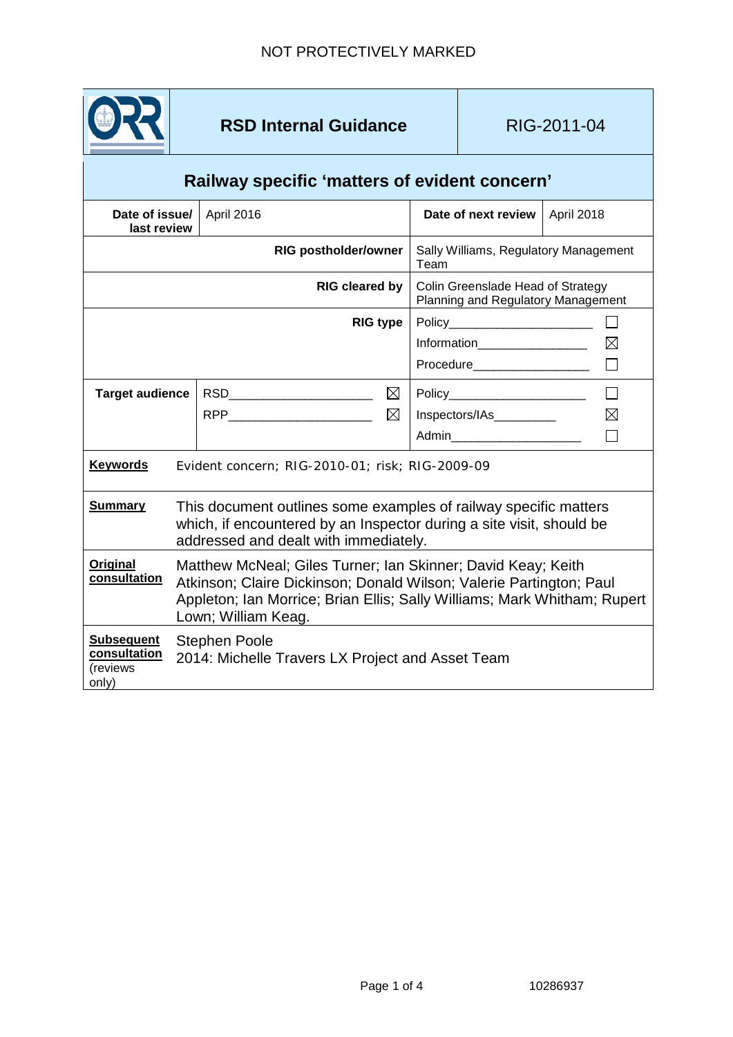NOT PROTECTIVELY MARKED

| | **RSD Internal Guidance** | | RIG-2011-04 |
|---|---|---|---|

## Railway specific 'matters of evident concern'

| | | | |
|---|---|---|---|
| **Date of issue/ last review** | April 2016 | **Date of next review** | April 2018 |
| **RIG postholder/owner** | | Sally Williams, Regulatory Management Team | |
| **RIG cleared by** | | Colin Greenslade Head of Strategy Planning and Regulatory Management | |
| **RIG type** | | Policy ☐<br>Information ☒<br>Procedure ☐ | |
| **Target audience** | RSD ☒<br>RPP ☒ | Policy ☐<br>Inspectors/IAs ☒<br>Admin ☐ | |

**Keywords** Evident concern; RIG-2010-01; risk; RIG-2009-09

**Summary** This document outlines some examples of railway specific matters which, if encountered by an Inspector during a site visit, should be addressed and dealt with immediately.

**Original consultation** Matthew McNeal; Giles Turner; Ian Skinner; David Keay; Keith Atkinson; Claire Dickinson; Donald Wilson; Valerie Partington; Paul Appleton; Ian Morrice; Brian Ellis; Sally Williams; Mark Whitham; Rupert Lown; William Keag.

**Subsequent consultation** (reviews only) Stephen Poole
2014: Michelle Travers LX Project and Asset Team

10286937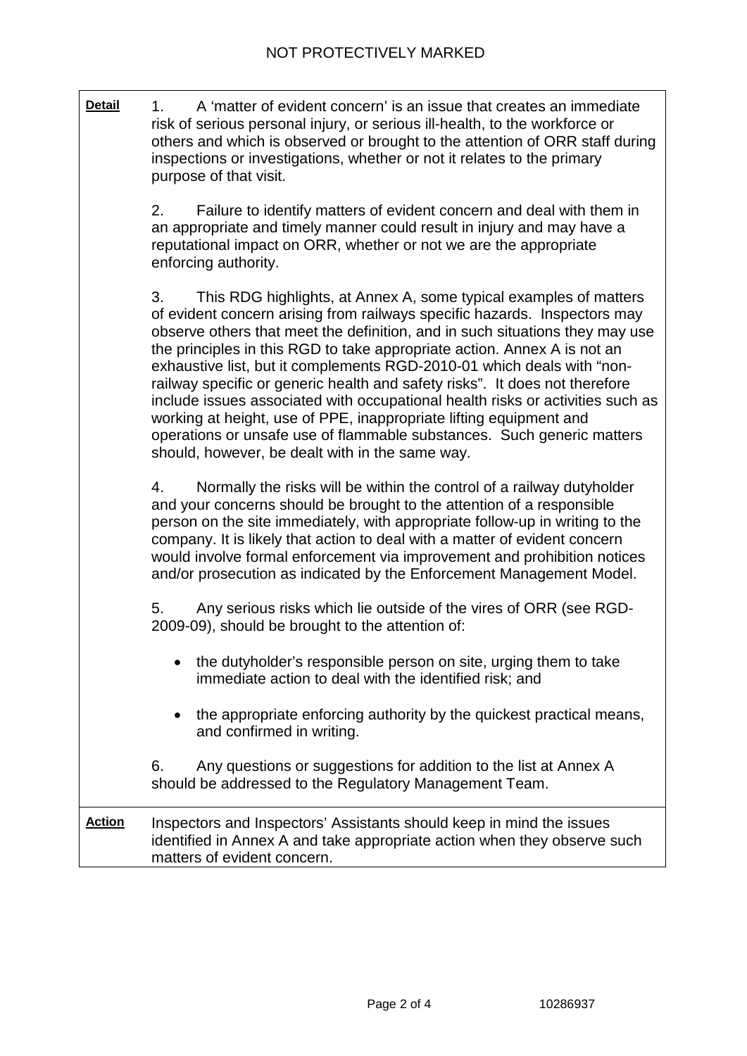NOT PROTECTIVELY MARKED

| | |
|---|---|
| **Detail** | 1. A 'matter of evident concern' is an issue that creates an immediate risk of serious personal injury, or serious ill-health, to the workforce or others and which is observed or brought to the attention of ORR staff during inspections or investigations, whether or not it relates to the primary purpose of that visit.<br><br>2. Failure to identify matters of evident concern and deal with them in an appropriate and timely manner could result in injury and may have a reputational impact on ORR, whether or not we are the appropriate enforcing authority.<br><br>3. This RDG highlights, at Annex A, some typical examples of matters of evident concern arising from railways specific hazards. Inspectors may observe others that meet the definition, and in such situations they may use the principles in this RGD to take appropriate action. Annex A is not an exhaustive list, but it complements RGD-2010-01 which deals with "non-railway specific or generic health and safety risks". It does not therefore include issues associated with occupational health risks or activities such as working at height, use of PPE, inappropriate lifting equipment and operations or unsafe use of flammable substances. Such generic matters should, however, be dealt with in the same way.<br><br>4. Normally the risks will be within the control of a railway dutyholder and your concerns should be brought to the attention of a responsible person on the site immediately, with appropriate follow-up in writing to the company. It is likely that action to deal with a matter of evident concern would involve formal enforcement via improvement and prohibition notices and/or prosecution as indicated by the Enforcement Management Model.<br><br>5. Any serious risks which lie outside of the vires of ORR (see RGD-2009-09), should be brought to the attention of:<br><br>• the dutyholder's responsible person on site, urging them to take immediate action to deal with the identified risk; and<br><br>• the appropriate enforcing authority by the quickest practical means, and confirmed in writing.<br><br>6. Any questions or suggestions for addition to the list at Annex A should be addressed to the Regulatory Management Team. |
| **Action** | Inspectors and Inspectors' Assistants should keep in mind the issues identified in Annex A and take appropriate action when they observe such matters of evident concern. |

10286937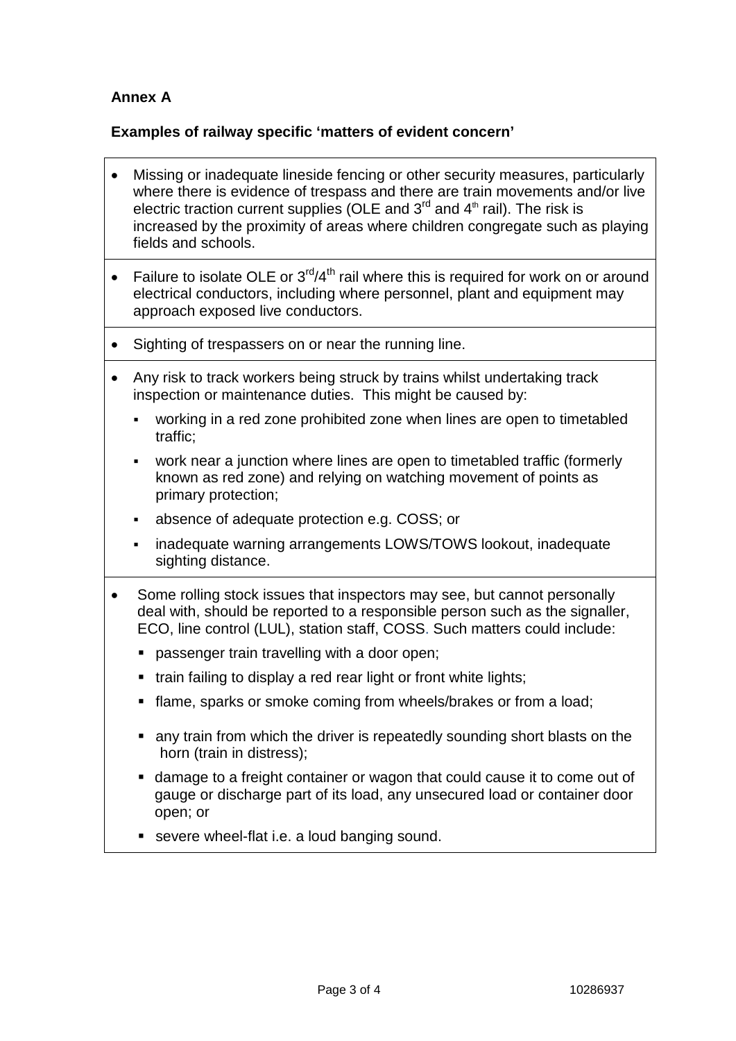**Annex A**

**Examples of railway specific 'matters of evident concern'**

- Missing or inadequate lineside fencing or other security measures, particularly where there is evidence of trespass and there are train movements and/or live electric traction current supplies (OLE and 3rd and 4th rail). The risk is increased by the proximity of areas where children congregate such as playing fields and schools.

- Failure to isolate OLE or 3rd/4th rail where this is required for work on or around electrical conductors, including where personnel, plant and equipment may approach exposed live conductors.

- Sighting of trespassers on or near the running line.

- Any risk to track workers being struck by trains whilst undertaking track inspection or maintenance duties. This might be caused by:
  - working in a red zone prohibited zone when lines are open to timetabled traffic;
  - work near a junction where lines are open to timetabled traffic (formerly known as red zone) and relying on watching movement of points as primary protection;
  - absence of adequate protection e.g. COSS; or
  - inadequate warning arrangements LOWS/TOWS lookout, inadequate sighting distance.

- Some rolling stock issues that inspectors may see, but cannot personally deal with, should be reported to a responsible person such as the signaller, ECO, line control (LUL), station staff, COSS. Such matters could include:
  - passenger train travelling with a door open;
  - train failing to display a red rear light or front white lights;
  - flame, sparks or smoke coming from wheels/brakes or from a load;
  - any train from which the driver is repeatedly sounding short blasts on the horn (train in distress);
  - damage to a freight container or wagon that could cause it to come out of gauge or discharge part of its load, any unsecured load or container door open; or
  - severe wheel-flat i.e. a loud banging sound.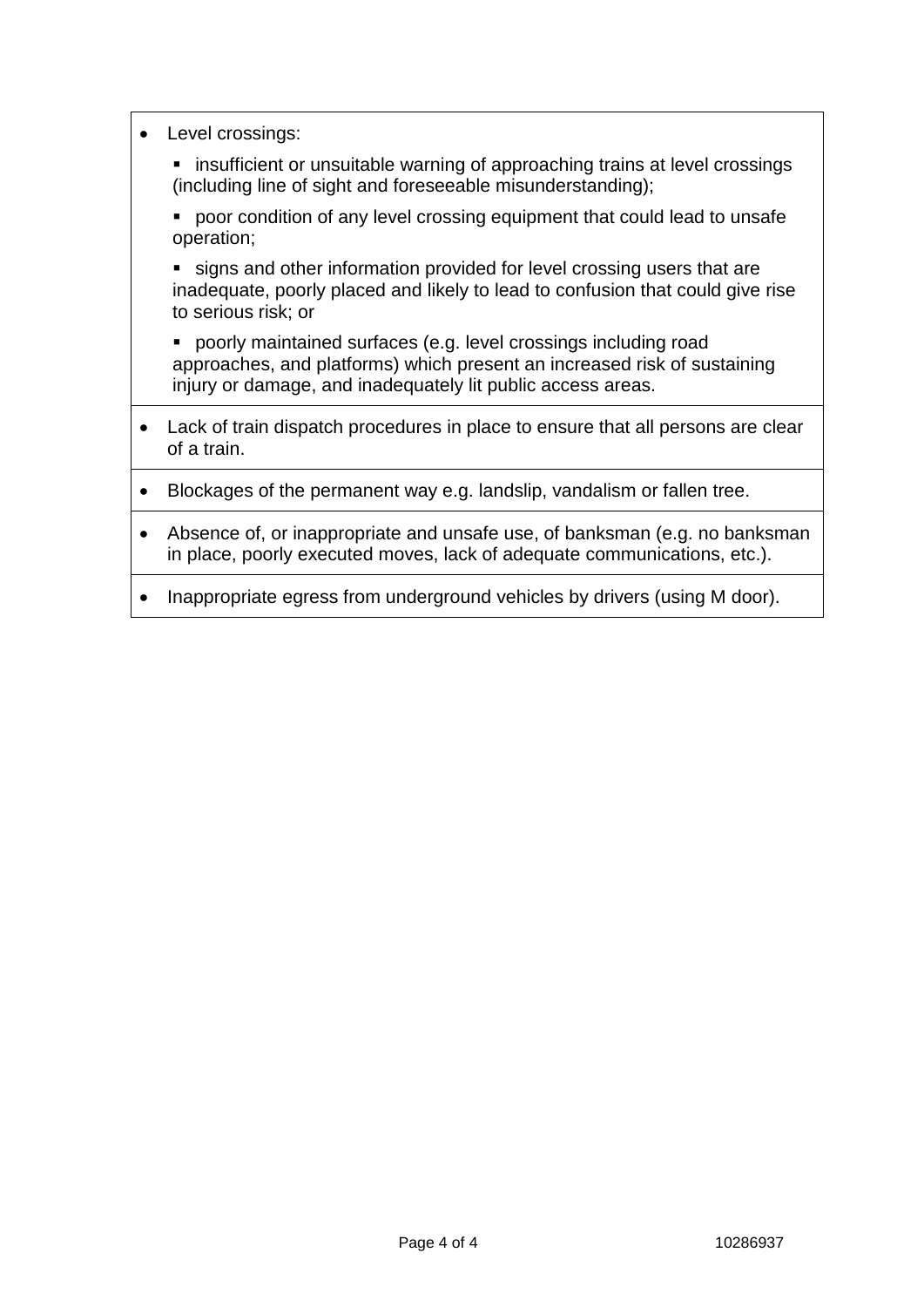| |
|---|
| - Level crossings:<br>&nbsp;&nbsp;&nbsp;&nbsp;▪ insufficient or unsuitable warning of approaching trains at level crossings (including line of sight and foreseeable misunderstanding);<br>&nbsp;&nbsp;&nbsp;&nbsp;▪ poor condition of any level crossing equipment that could lead to unsafe operation;<br>&nbsp;&nbsp;&nbsp;&nbsp;▪ signs and other information provided for level crossing users that are inadequate, poorly placed and likely to lead to confusion that could give rise to serious risk; or<br>&nbsp;&nbsp;&nbsp;&nbsp;▪ poorly maintained surfaces (e.g. level crossings including road approaches, and platforms) which present an increased risk of sustaining injury or damage, and inadequately lit public access areas. |
| - Lack of train dispatch procedures in place to ensure that all persons are clear of a train. |
| - Blockages of the permanent way e.g. landslip, vandalism or fallen tree. |
| - Absence of, or inappropriate and unsafe use, of banksman (e.g. no banksman in place, poorly executed moves, lack of adequate communications, etc.). |
| - Inappropriate egress from underground vehicles by drivers (using M door). |

10286937